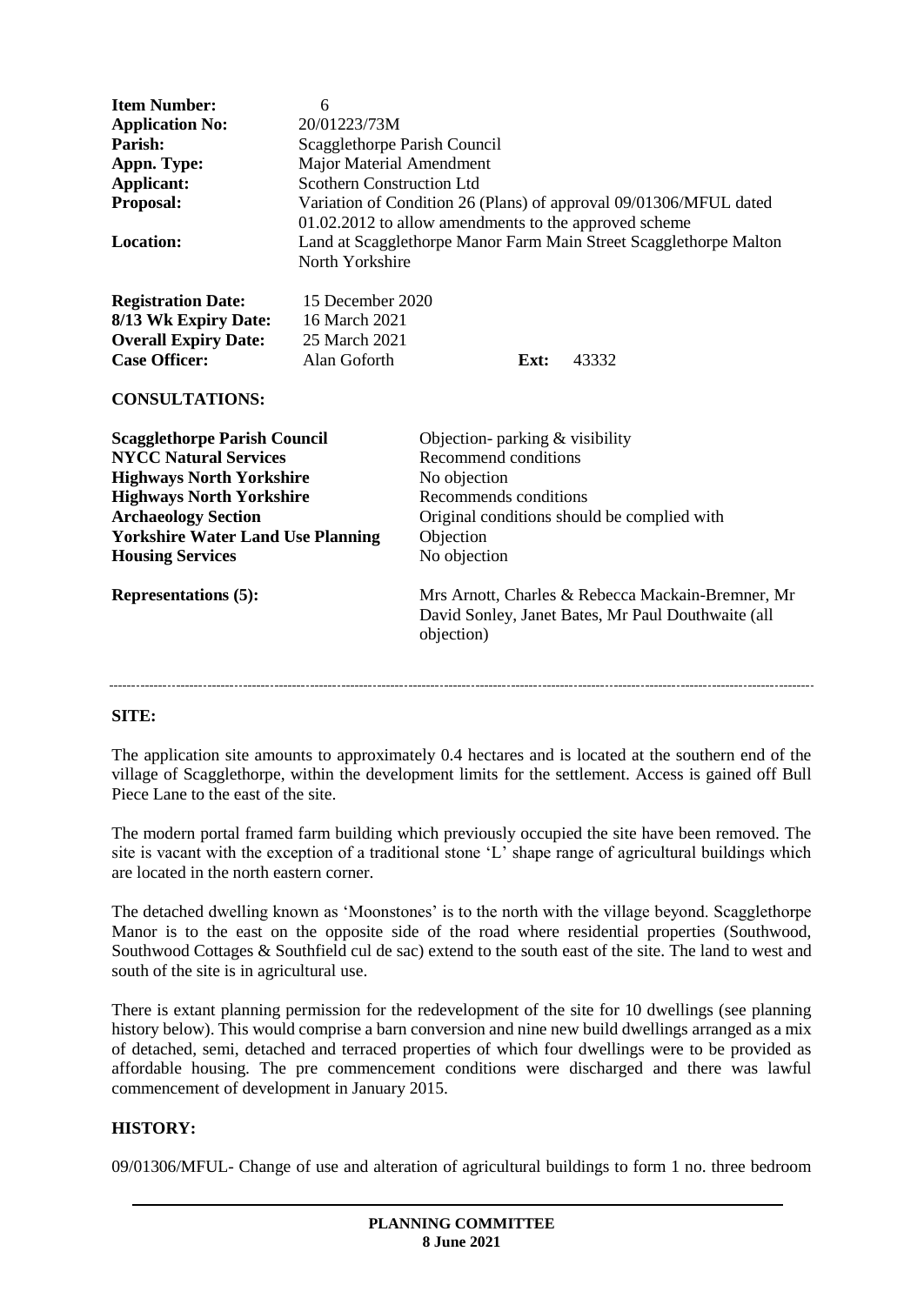| | | | |
|---|---|---|---|
| **Item Number:** | 6 | | |
| **Application No:** | 20/01223/73M | | |
| **Parish:** | Scagglethorpe Parish Council | | |
| **Appn. Type:** | Major Material Amendment | | |
| **Applicant:** | Scothern Construction Ltd | | |
| **Proposal:** | Variation of Condition 26 (Plans) of approval 09/01306/MFUL dated 01.02.2012 to allow amendments to the approved scheme | | |
| **Location:** | Land at Scagglethorpe Manor Farm Main Street Scagglethorpe Malton North Yorkshire | | |
| **Registration Date:** | 15 December 2020 | | |
| **8/13 Wk Expiry Date:** | 16 March 2021 | | |
| **Overall Expiry Date:** | 25 March 2021 | | |
| **Case Officer:** | Alan Goforth | **Ext:** | 43332 |

**CONSULTATIONS:**

| | |
|---|---|
| **Scagglethorpe Parish Council** | Objection- parking & visibility |
| **NYCC Natural Services** | Recommend conditions |
| **Highways North Yorkshire** | No objection |
| **Highways North Yorkshire** | Recommends conditions |
| **Archaeology Section** | Original conditions should be complied with |
| **Yorkshire Water Land Use Planning** | Objection |
| **Housing Services** | No objection |
| **Representations (5):** | Mrs Arnott, Charles & Rebecca Mackain-Bremner, Mr David Sonley, Janet Bates, Mr Paul Douthwaite (all objection) |

---

**SITE:**

The application site amounts to approximately 0.4 hectares and is located at the southern end of the village of Scagglethorpe, within the development limits for the settlement. Access is gained off Bull Piece Lane to the east of the site.

The modern portal framed farm building which previously occupied the site have been removed. The site is vacant with the exception of a traditional stone 'L' shape range of agricultural buildings which are located in the north eastern corner.

The detached dwelling known as 'Moonstones' is to the north with the village beyond. Scagglethorpe Manor is to the east on the opposite side of the road where residential properties (Southwood, Southwood Cottages & Southfield cul de sac) extend to the south east of the site. The land to west and south of the site is in agricultural use.

There is extant planning permission for the redevelopment of the site for 10 dwellings (see planning history below). This would comprise a barn conversion and nine new build dwellings arranged as a mix of detached, semi, detached and terraced properties of which four dwellings were to be provided as affordable housing. The pre commencement conditions were discharged and there was lawful commencement of development in January 2015.

**HISTORY:**

09/01306/MFUL- Change of use and alteration of agricultural buildings to form 1 no. three bedroom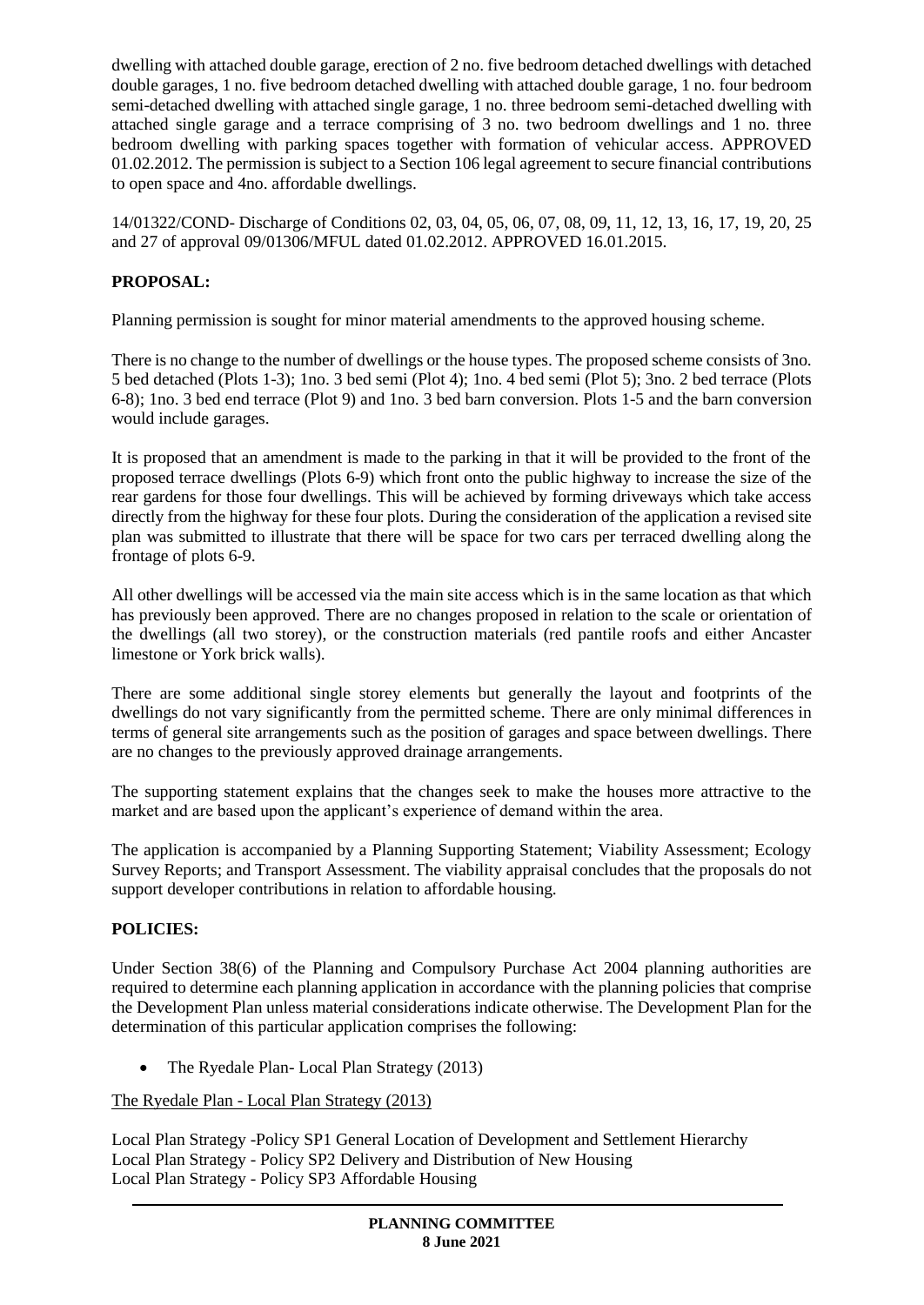dwelling with attached double garage, erection of 2 no. five bedroom detached dwellings with detached double garages, 1 no. five bedroom detached dwelling with attached double garage, 1 no. four bedroom semi-detached dwelling with attached single garage, 1 no. three bedroom semi-detached dwelling with attached single garage and a terrace comprising of 3 no. two bedroom dwellings and 1 no. three bedroom dwelling with parking spaces together with formation of vehicular access. APPROVED 01.02.2012. The permission is subject to a Section 106 legal agreement to secure financial contributions to open space and 4no. affordable dwellings.

14/01322/COND- Discharge of Conditions 02, 03, 04, 05, 06, 07, 08, 09, 11, 12, 13, 16, 17, 19, 20, 25 and 27 of approval 09/01306/MFUL dated 01.02.2012. APPROVED 16.01.2015.

**PROPOSAL:**

Planning permission is sought for minor material amendments to the approved housing scheme.

There is no change to the number of dwellings or the house types. The proposed scheme consists of 3no. 5 bed detached (Plots 1-3); 1no. 3 bed semi (Plot 4); 1no. 4 bed semi (Plot 5); 3no. 2 bed terrace (Plots 6-8); 1no. 3 bed end terrace (Plot 9) and 1no. 3 bed barn conversion. Plots 1-5 and the barn conversion would include garages.

It is proposed that an amendment is made to the parking in that it will be provided to the front of the proposed terrace dwellings (Plots 6-9) which front onto the public highway to increase the size of the rear gardens for those four dwellings. This will be achieved by forming driveways which take access directly from the highway for these four plots. During the consideration of the application a revised site plan was submitted to illustrate that there will be space for two cars per terraced dwelling along the frontage of plots 6-9.

All other dwellings will be accessed via the main site access which is in the same location as that which has previously been approved. There are no changes proposed in relation to the scale or orientation of the dwellings (all two storey), or the construction materials (red pantile roofs and either Ancaster limestone or York brick walls).

There are some additional single storey elements but generally the layout and footprints of the dwellings do not vary significantly from the permitted scheme. There are only minimal differences in terms of general site arrangements such as the position of garages and space between dwellings. There are no changes to the previously approved drainage arrangements.

The supporting statement explains that the changes seek to make the houses more attractive to the market and are based upon the applicant's experience of demand within the area.

The application is accompanied by a Planning Supporting Statement; Viability Assessment; Ecology Survey Reports; and Transport Assessment. The viability appraisal concludes that the proposals do not support developer contributions in relation to affordable housing.

**POLICIES:**

Under Section 38(6) of the Planning and Compulsory Purchase Act 2004 planning authorities are required to determine each planning application in accordance with the planning policies that comprise the Development Plan unless material considerations indicate otherwise. The Development Plan for the determination of this particular application comprises the following:

- The Ryedale Plan- Local Plan Strategy (2013)

The Ryedale Plan - Local Plan Strategy (2013)

Local Plan Strategy -Policy SP1 General Location of Development and Settlement Hierarchy
Local Plan Strategy - Policy SP2 Delivery and Distribution of New Housing
Local Plan Strategy - Policy SP3 Affordable Housing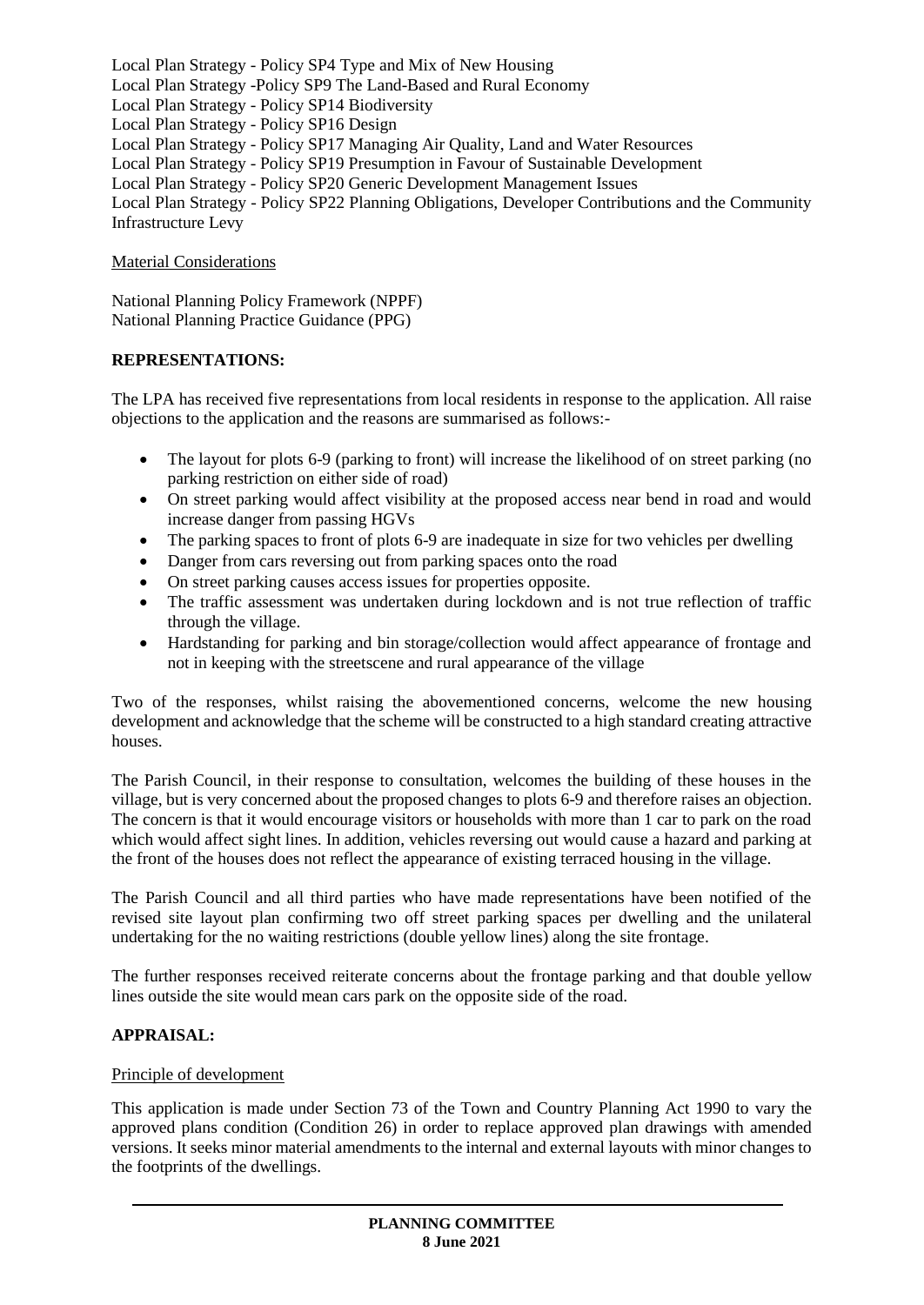Local Plan Strategy - Policy SP4 Type and Mix of New Housing
Local Plan Strategy -Policy SP9 The Land-Based and Rural Economy
Local Plan Strategy - Policy SP14 Biodiversity
Local Plan Strategy - Policy SP16 Design
Local Plan Strategy - Policy SP17 Managing Air Quality, Land and Water Resources
Local Plan Strategy - Policy SP19 Presumption in Favour of Sustainable Development
Local Plan Strategy - Policy SP20 Generic Development Management Issues
Local Plan Strategy - Policy SP22 Planning Obligations, Developer Contributions and the Community Infrastructure Levy

Material Considerations

National Planning Policy Framework (NPPF)
National Planning Practice Guidance (PPG)

**REPRESENTATIONS:**

The LPA has received five representations from local residents in response to the application. All raise objections to the application and the reasons are summarised as follows:-

- The layout for plots 6-9 (parking to front) will increase the likelihood of on street parking (no parking restriction on either side of road)
- On street parking would affect visibility at the proposed access near bend in road and would increase danger from passing HGVs
- The parking spaces to front of plots 6-9 are inadequate in size for two vehicles per dwelling
- Danger from cars reversing out from parking spaces onto the road
- On street parking causes access issues for properties opposite.
- The traffic assessment was undertaken during lockdown and is not true reflection of traffic through the village.
- Hardstanding for parking and bin storage/collection would affect appearance of frontage and not in keeping with the streetscene and rural appearance of the village

Two of the responses, whilst raising the abovementioned concerns, welcome the new housing development and acknowledge that the scheme will be constructed to a high standard creating attractive houses.

The Parish Council, in their response to consultation, welcomes the building of these houses in the village, but is very concerned about the proposed changes to plots 6-9 and therefore raises an objection. The concern is that it would encourage visitors or households with more than 1 car to park on the road which would affect sight lines. In addition, vehicles reversing out would cause a hazard and parking at the front of the houses does not reflect the appearance of existing terraced housing in the village.

The Parish Council and all third parties who have made representations have been notified of the revised site layout plan confirming two off street parking spaces per dwelling and the unilateral undertaking for the no waiting restrictions (double yellow lines) along the site frontage.

The further responses received reiterate concerns about the frontage parking and that double yellow lines outside the site would mean cars park on the opposite side of the road.

**APPRAISAL:**

Principle of development

This application is made under Section 73 of the Town and Country Planning Act 1990 to vary the approved plans condition (Condition 26) in order to replace approved plan drawings with amended versions. It seeks minor material amendments to the internal and external layouts with minor changes to the footprints of the dwellings.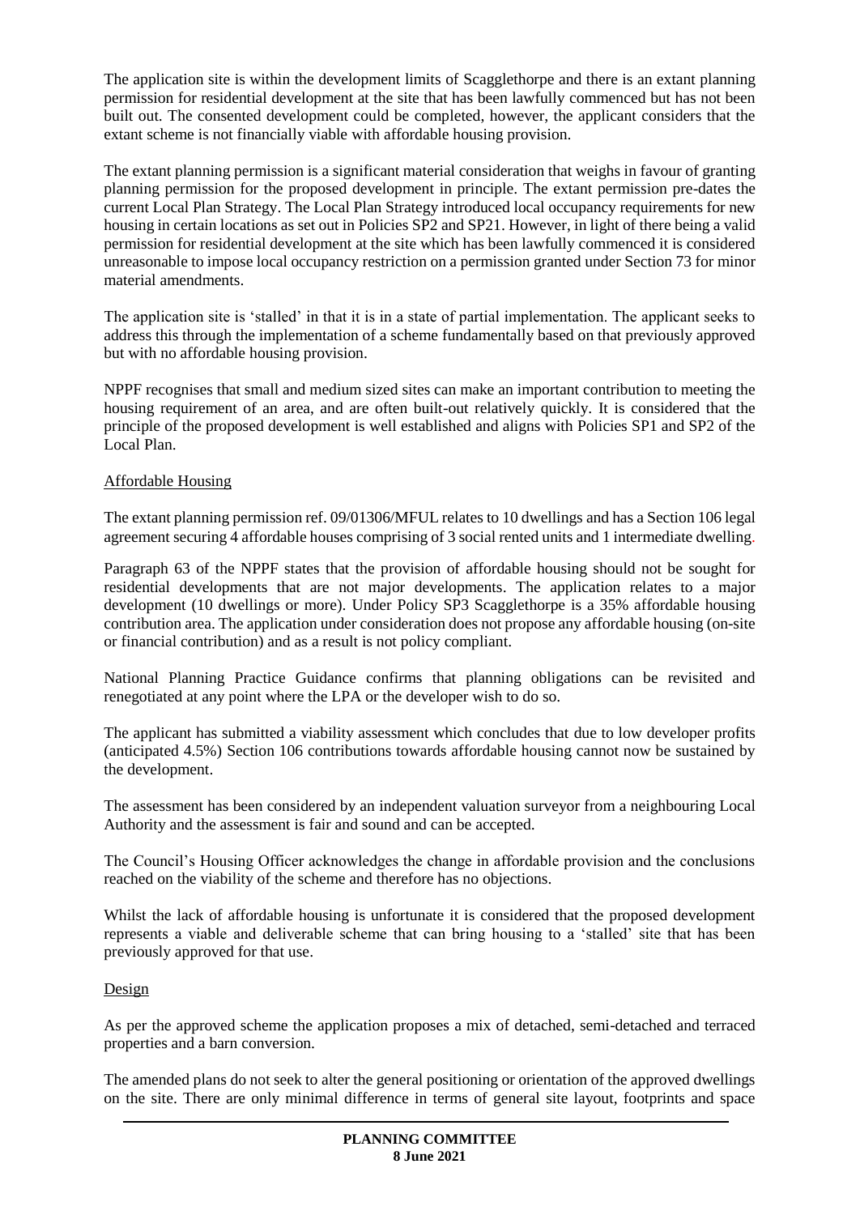The application site is within the development limits of Scagglethorpe and there is an extant planning permission for residential development at the site that has been lawfully commenced but has not been built out. The consented development could be completed, however, the applicant considers that the extant scheme is not financially viable with affordable housing provision.

The extant planning permission is a significant material consideration that weighs in favour of granting planning permission for the proposed development in principle. The extant permission pre-dates the current Local Plan Strategy. The Local Plan Strategy introduced local occupancy requirements for new housing in certain locations as set out in Policies SP2 and SP21. However, in light of there being a valid permission for residential development at the site which has been lawfully commenced it is considered unreasonable to impose local occupancy restriction on a permission granted under Section 73 for minor material amendments.

The application site is 'stalled' in that it is in a state of partial implementation. The applicant seeks to address this through the implementation of a scheme fundamentally based on that previously approved but with no affordable housing provision.

NPPF recognises that small and medium sized sites can make an important contribution to meeting the housing requirement of an area, and are often built-out relatively quickly. It is considered that the principle of the proposed development is well established and aligns with Policies SP1 and SP2 of the Local Plan.

### Affordable Housing

The extant planning permission ref. 09/01306/MFUL relates to 10 dwellings and has a Section 106 legal agreement securing 4 affordable houses comprising of 3 social rented units and 1 intermediate dwelling.

Paragraph 63 of the NPPF states that the provision of affordable housing should not be sought for residential developments that are not major developments. The application relates to a major development (10 dwellings or more). Under Policy SP3 Scagglethorpe is a 35% affordable housing contribution area. The application under consideration does not propose any affordable housing (on-site or financial contribution) and as a result is not policy compliant.

National Planning Practice Guidance confirms that planning obligations can be revisited and renegotiated at any point where the LPA or the developer wish to do so.

The applicant has submitted a viability assessment which concludes that due to low developer profits (anticipated 4.5%) Section 106 contributions towards affordable housing cannot now be sustained by the development.

The assessment has been considered by an independent valuation surveyor from a neighbouring Local Authority and the assessment is fair and sound and can be accepted.

The Council's Housing Officer acknowledges the change in affordable provision and the conclusions reached on the viability of the scheme and therefore has no objections.

Whilst the lack of affordable housing is unfortunate it is considered that the proposed development represents a viable and deliverable scheme that can bring housing to a 'stalled' site that has been previously approved for that use.

### Design

As per the approved scheme the application proposes a mix of detached, semi-detached and terraced properties and a barn conversion.

The amended plans do not seek to alter the general positioning or orientation of the approved dwellings on the site. There are only minimal difference in terms of general site layout, footprints and space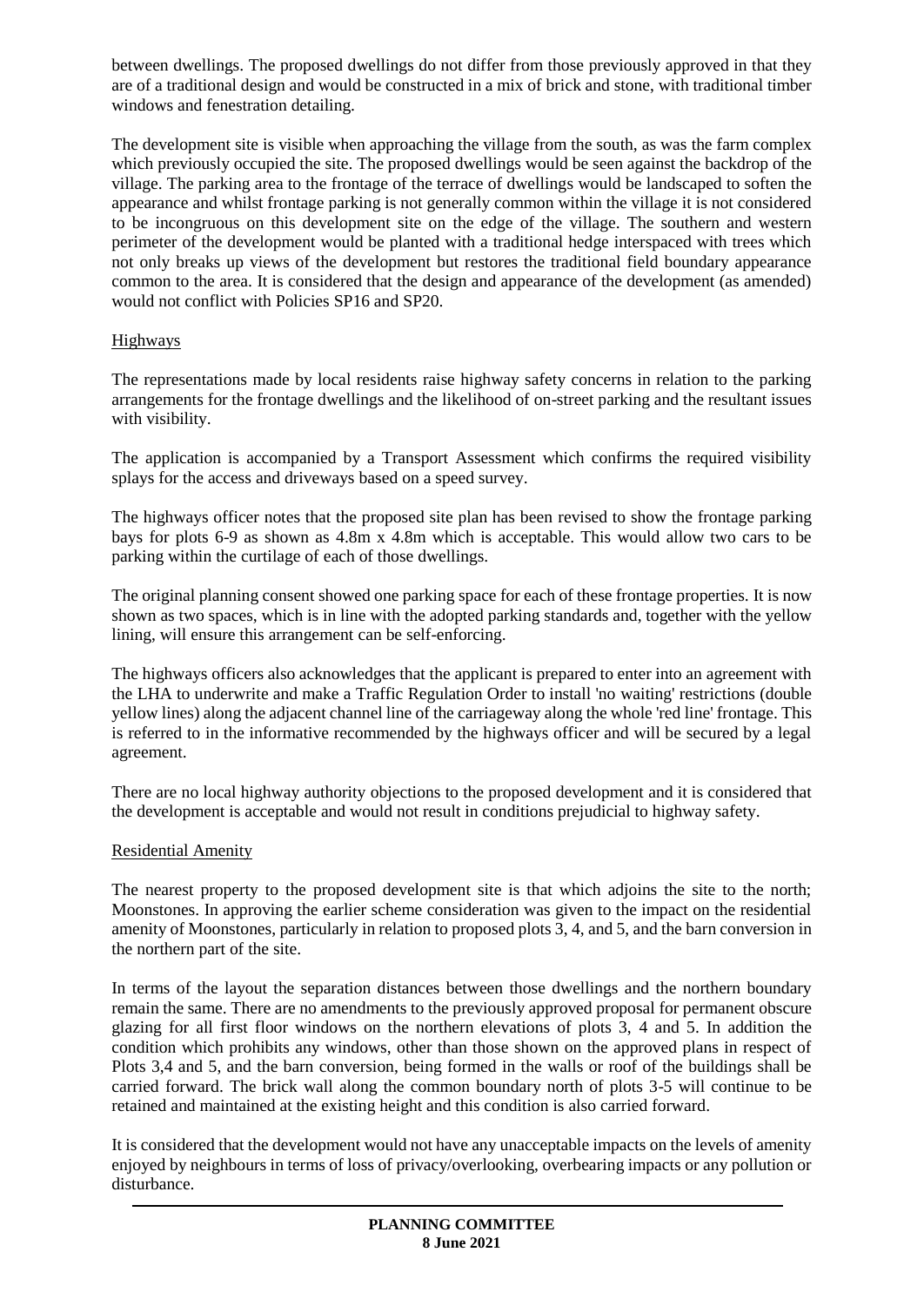between dwellings. The proposed dwellings do not differ from those previously approved in that they are of a traditional design and would be constructed in a mix of brick and stone, with traditional timber windows and fenestration detailing.

The development site is visible when approaching the village from the south, as was the farm complex which previously occupied the site. The proposed dwellings would be seen against the backdrop of the village. The parking area to the frontage of the terrace of dwellings would be landscaped to soften the appearance and whilst frontage parking is not generally common within the village it is not considered to be incongruous on this development site on the edge of the village. The southern and western perimeter of the development would be planted with a traditional hedge interspaced with trees which not only breaks up views of the development but restores the traditional field boundary appearance common to the area. It is considered that the design and appearance of the development (as amended) would not conflict with Policies SP16 and SP20.

## Highways

The representations made by local residents raise highway safety concerns in relation to the parking arrangements for the frontage dwellings and the likelihood of on-street parking and the resultant issues with visibility.

The application is accompanied by a Transport Assessment which confirms the required visibility splays for the access and driveways based on a speed survey.

The highways officer notes that the proposed site plan has been revised to show the frontage parking bays for plots 6-9 as shown as 4.8m x 4.8m which is acceptable. This would allow two cars to be parking within the curtilage of each of those dwellings.

The original planning consent showed one parking space for each of these frontage properties. It is now shown as two spaces, which is in line with the adopted parking standards and, together with the yellow lining, will ensure this arrangement can be self-enforcing.

The highways officers also acknowledges that the applicant is prepared to enter into an agreement with the LHA to underwrite and make a Traffic Regulation Order to install 'no waiting' restrictions (double yellow lines) along the adjacent channel line of the carriageway along the whole 'red line' frontage. This is referred to in the informative recommended by the highways officer and will be secured by a legal agreement.

There are no local highway authority objections to the proposed development and it is considered that the development is acceptable and would not result in conditions prejudicial to highway safety.

## Residential Amenity

The nearest property to the proposed development site is that which adjoins the site to the north; Moonstones. In approving the earlier scheme consideration was given to the impact on the residential amenity of Moonstones, particularly in relation to proposed plots 3, 4, and 5, and the barn conversion in the northern part of the site.

In terms of the layout the separation distances between those dwellings and the northern boundary remain the same. There are no amendments to the previously approved proposal for permanent obscure glazing for all first floor windows on the northern elevations of plots 3, 4 and 5. In addition the condition which prohibits any windows, other than those shown on the approved plans in respect of Plots 3,4 and 5, and the barn conversion, being formed in the walls or roof of the buildings shall be carried forward. The brick wall along the common boundary north of plots 3-5 will continue to be retained and maintained at the existing height and this condition is also carried forward.

It is considered that the development would not have any unacceptable impacts on the levels of amenity enjoyed by neighbours in terms of loss of privacy/overlooking, overbearing impacts or any pollution or disturbance.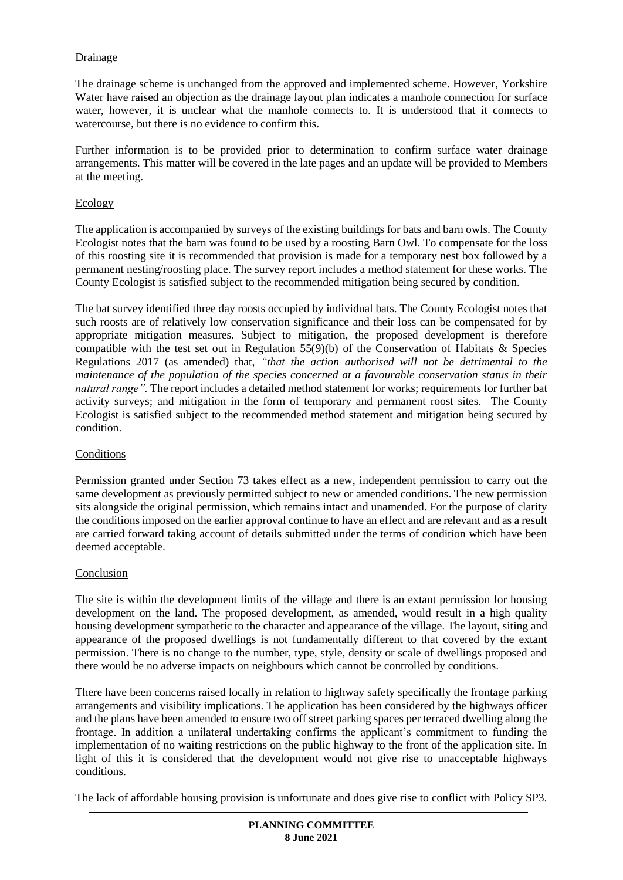## Drainage

The drainage scheme is unchanged from the approved and implemented scheme. However, Yorkshire Water have raised an objection as the drainage layout plan indicates a manhole connection for surface water, however, it is unclear what the manhole connects to. It is understood that it connects to watercourse, but there is no evidence to confirm this.

Further information is to be provided prior to determination to confirm surface water drainage arrangements. This matter will be covered in the late pages and an update will be provided to Members at the meeting.

## Ecology

The application is accompanied by surveys of the existing buildings for bats and barn owls. The County Ecologist notes that the barn was found to be used by a roosting Barn Owl. To compensate for the loss of this roosting site it is recommended that provision is made for a temporary nest box followed by a permanent nesting/roosting place. The survey report includes a method statement for these works. The County Ecologist is satisfied subject to the recommended mitigation being secured by condition.

The bat survey identified three day roosts occupied by individual bats. The County Ecologist notes that such roosts are of relatively low conservation significance and their loss can be compensated for by appropriate mitigation measures. Subject to mitigation, the proposed development is therefore compatible with the test set out in Regulation 55(9)(b) of the Conservation of Habitats & Species Regulations 2017 (as amended) that, *"that the action authorised will not be detrimental to the maintenance of the population of the species concerned at a favourable conservation status in their natural range".* The report includes a detailed method statement for works; requirements for further bat activity surveys; and mitigation in the form of temporary and permanent roost sites. The County Ecologist is satisfied subject to the recommended method statement and mitigation being secured by condition.

## Conditions

Permission granted under Section 73 takes effect as a new, independent permission to carry out the same development as previously permitted subject to new or amended conditions. The new permission sits alongside the original permission, which remains intact and unamended. For the purpose of clarity the conditions imposed on the earlier approval continue to have an effect and are relevant and as a result are carried forward taking account of details submitted under the terms of condition which have been deemed acceptable.

## Conclusion

The site is within the development limits of the village and there is an extant permission for housing development on the land. The proposed development, as amended, would result in a high quality housing development sympathetic to the character and appearance of the village. The layout, siting and appearance of the proposed dwellings is not fundamentally different to that covered by the extant permission. There is no change to the number, type, style, density or scale of dwellings proposed and there would be no adverse impacts on neighbours which cannot be controlled by conditions.

There have been concerns raised locally in relation to highway safety specifically the frontage parking arrangements and visibility implications. The application has been considered by the highways officer and the plans have been amended to ensure two off street parking spaces per terraced dwelling along the frontage. In addition a unilateral undertaking confirms the applicant's commitment to funding the implementation of no waiting restrictions on the public highway to the front of the application site. In light of this it is considered that the development would not give rise to unacceptable highways conditions.

The lack of affordable housing provision is unfortunate and does give rise to conflict with Policy SP3.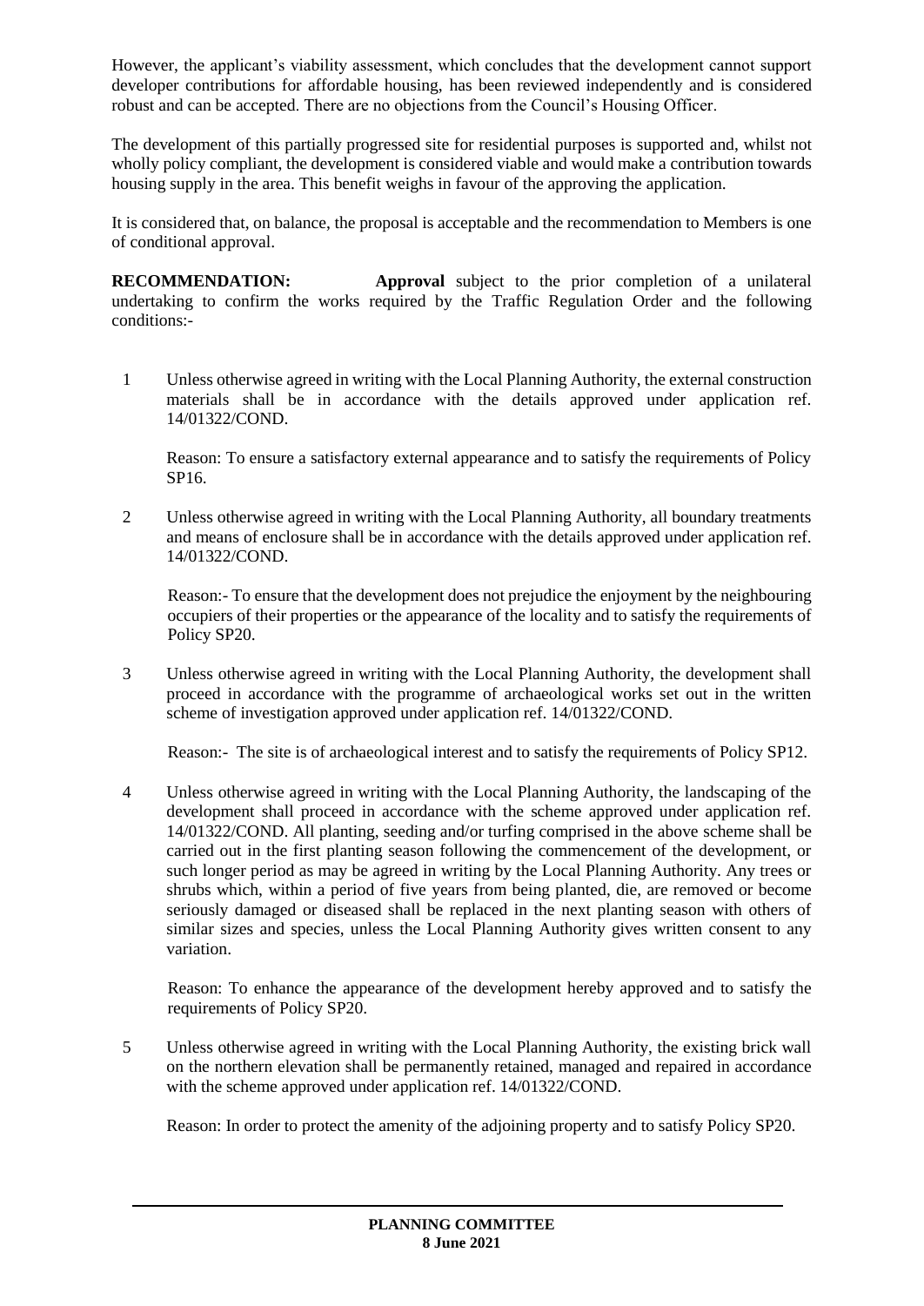However, the applicant's viability assessment, which concludes that the development cannot support developer contributions for affordable housing, has been reviewed independently and is considered robust and can be accepted. There are no objections from the Council's Housing Officer.

The development of this partially progressed site for residential purposes is supported and, whilst not wholly policy compliant, the development is considered viable and would make a contribution towards housing supply in the area. This benefit weighs in favour of the approving the application.

It is considered that, on balance, the proposal is acceptable and the recommendation to Members is one of conditional approval.

**RECOMMENDATION:** **Approval** subject to the prior completion of a unilateral undertaking to confirm the works required by the Traffic Regulation Order and the following conditions:-

1. Unless otherwise agreed in writing with the Local Planning Authority, the external construction materials shall be in accordance with the details approved under application ref. 14/01322/COND.

   Reason: To ensure a satisfactory external appearance and to satisfy the requirements of Policy SP16.

2. Unless otherwise agreed in writing with the Local Planning Authority, all boundary treatments and means of enclosure shall be in accordance with the details approved under application ref. 14/01322/COND.

   Reason:- To ensure that the development does not prejudice the enjoyment by the neighbouring occupiers of their properties or the appearance of the locality and to satisfy the requirements of Policy SP20.

3. Unless otherwise agreed in writing with the Local Planning Authority, the development shall proceed in accordance with the programme of archaeological works set out in the written scheme of investigation approved under application ref. 14/01322/COND.

   Reason:- The site is of archaeological interest and to satisfy the requirements of Policy SP12.

4. Unless otherwise agreed in writing with the Local Planning Authority, the landscaping of the development shall proceed in accordance with the scheme approved under application ref. 14/01322/COND. All planting, seeding and/or turfing comprised in the above scheme shall be carried out in the first planting season following the commencement of the development, or such longer period as may be agreed in writing by the Local Planning Authority. Any trees or shrubs which, within a period of five years from being planted, die, are removed or become seriously damaged or diseased shall be replaced in the next planting season with others of similar sizes and species, unless the Local Planning Authority gives written consent to any variation.

   Reason: To enhance the appearance of the development hereby approved and to satisfy the requirements of Policy SP20.

5. Unless otherwise agreed in writing with the Local Planning Authority, the existing brick wall on the northern elevation shall be permanently retained, managed and repaired in accordance with the scheme approved under application ref. 14/01322/COND.

   Reason: In order to protect the amenity of the adjoining property and to satisfy Policy SP20.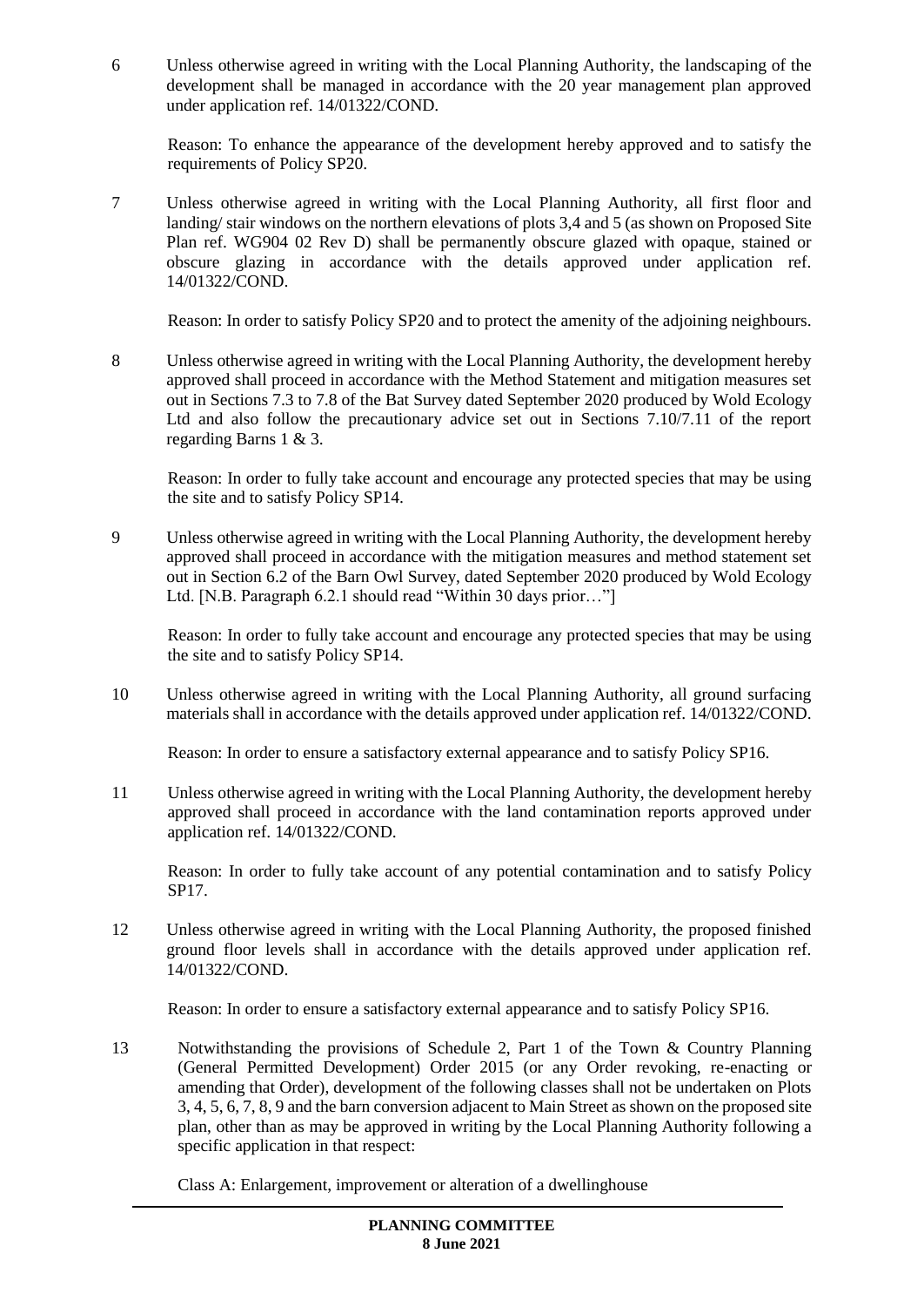6 Unless otherwise agreed in writing with the Local Planning Authority, the landscaping of the development shall be managed in accordance with the 20 year management plan approved under application ref. 14/01322/COND.

Reason: To enhance the appearance of the development hereby approved and to satisfy the requirements of Policy SP20.

7 Unless otherwise agreed in writing with the Local Planning Authority, all first floor and landing/ stair windows on the northern elevations of plots 3,4 and 5 (as shown on Proposed Site Plan ref. WG904 02 Rev D) shall be permanently obscure glazed with opaque, stained or obscure glazing in accordance with the details approved under application ref. 14/01322/COND.

Reason: In order to satisfy Policy SP20 and to protect the amenity of the adjoining neighbours.

8 Unless otherwise agreed in writing with the Local Planning Authority, the development hereby approved shall proceed in accordance with the Method Statement and mitigation measures set out in Sections 7.3 to 7.8 of the Bat Survey dated September 2020 produced by Wold Ecology Ltd and also follow the precautionary advice set out in Sections 7.10/7.11 of the report regarding Barns 1 & 3.

Reason: In order to fully take account and encourage any protected species that may be using the site and to satisfy Policy SP14.

9 Unless otherwise agreed in writing with the Local Planning Authority, the development hereby approved shall proceed in accordance with the mitigation measures and method statement set out in Section 6.2 of the Barn Owl Survey, dated September 2020 produced by Wold Ecology Ltd. [N.B. Paragraph 6.2.1 should read "Within 30 days prior…"]

Reason: In order to fully take account and encourage any protected species that may be using the site and to satisfy Policy SP14.

10 Unless otherwise agreed in writing with the Local Planning Authority, all ground surfacing materials shall in accordance with the details approved under application ref. 14/01322/COND.

Reason: In order to ensure a satisfactory external appearance and to satisfy Policy SP16.

11 Unless otherwise agreed in writing with the Local Planning Authority, the development hereby approved shall proceed in accordance with the land contamination reports approved under application ref. 14/01322/COND.

Reason: In order to fully take account of any potential contamination and to satisfy Policy SP17.

12 Unless otherwise agreed in writing with the Local Planning Authority, the proposed finished ground floor levels shall in accordance with the details approved under application ref. 14/01322/COND.

Reason: In order to ensure a satisfactory external appearance and to satisfy Policy SP16.

13 Notwithstanding the provisions of Schedule 2, Part 1 of the Town & Country Planning (General Permitted Development) Order 2015 (or any Order revoking, re-enacting or amending that Order), development of the following classes shall not be undertaken on Plots 3, 4, 5, 6, 7, 8, 9 and the barn conversion adjacent to Main Street as shown on the proposed site plan, other than as may be approved in writing by the Local Planning Authority following a specific application in that respect:

Class A: Enlargement, improvement or alteration of a dwellinghouse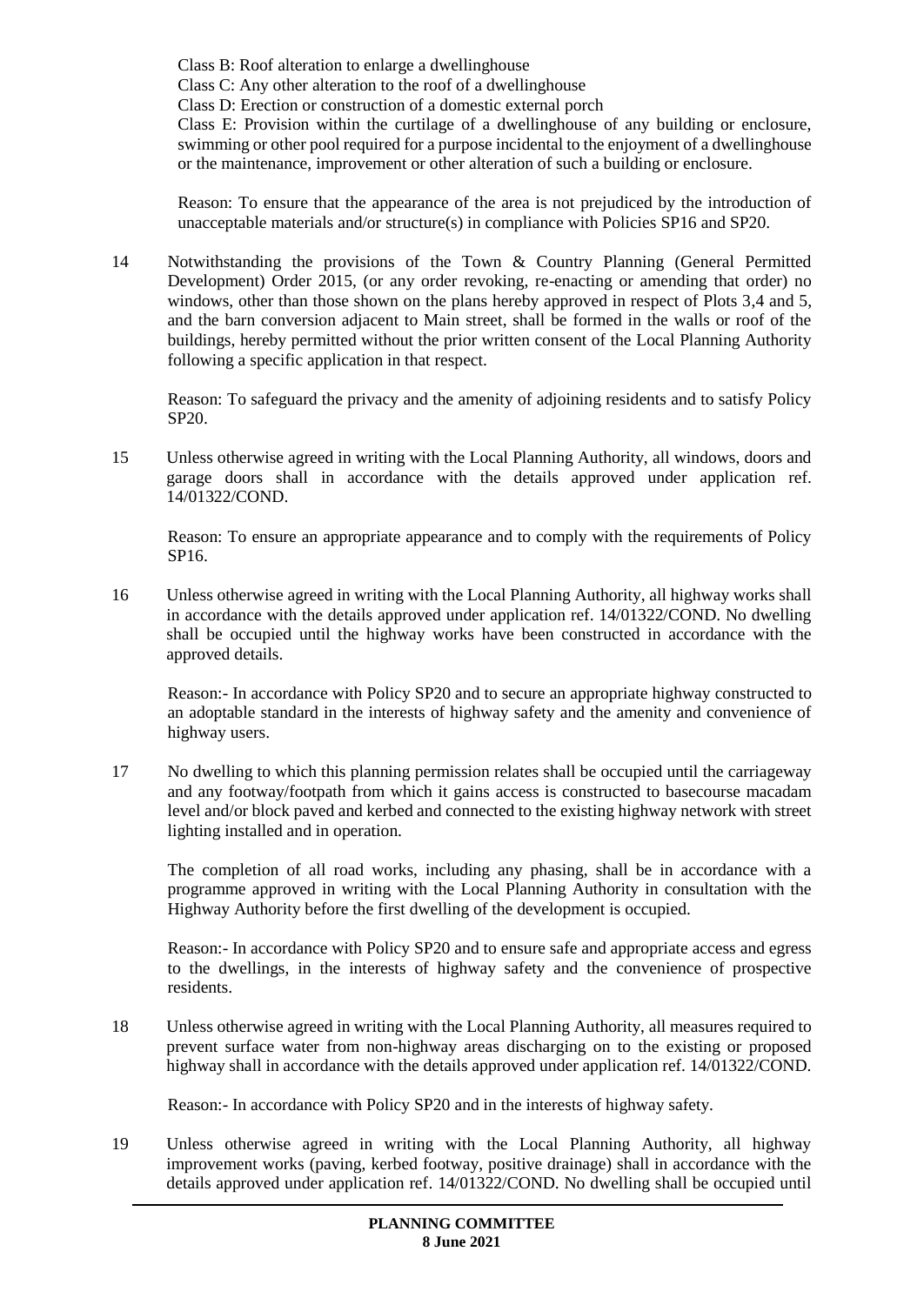Class B: Roof alteration to enlarge a dwellinghouse
Class C: Any other alteration to the roof of a dwellinghouse
Class D: Erection or construction of a domestic external porch
Class E: Provision within the curtilage of a dwellinghouse of any building or enclosure, swimming or other pool required for a purpose incidental to the enjoyment of a dwellinghouse or the maintenance, improvement or other alteration of such a building or enclosure.

Reason: To ensure that the appearance of the area is not prejudiced by the introduction of unacceptable materials and/or structure(s) in compliance with Policies SP16 and SP20.

14 Notwithstanding the provisions of the Town & Country Planning (General Permitted Development) Order 2015, (or any order revoking, re-enacting or amending that order) no windows, other than those shown on the plans hereby approved in respect of Plots 3,4 and 5, and the barn conversion adjacent to Main street, shall be formed in the walls or roof of the buildings, hereby permitted without the prior written consent of the Local Planning Authority following a specific application in that respect.

Reason: To safeguard the privacy and the amenity of adjoining residents and to satisfy Policy SP20.

15 Unless otherwise agreed in writing with the Local Planning Authority, all windows, doors and garage doors shall in accordance with the details approved under application ref. 14/01322/COND.

Reason: To ensure an appropriate appearance and to comply with the requirements of Policy SP16.

16 Unless otherwise agreed in writing with the Local Planning Authority, all highway works shall in accordance with the details approved under application ref. 14/01322/COND. No dwelling shall be occupied until the highway works have been constructed in accordance with the approved details.

Reason:- In accordance with Policy SP20 and to secure an appropriate highway constructed to an adoptable standard in the interests of highway safety and the amenity and convenience of highway users.

17 No dwelling to which this planning permission relates shall be occupied until the carriageway and any footway/footpath from which it gains access is constructed to basecourse macadam level and/or block paved and kerbed and connected to the existing highway network with street lighting installed and in operation.

The completion of all road works, including any phasing, shall be in accordance with a programme approved in writing with the Local Planning Authority in consultation with the Highway Authority before the first dwelling of the development is occupied.

Reason:- In accordance with Policy SP20 and to ensure safe and appropriate access and egress to the dwellings, in the interests of highway safety and the convenience of prospective residents.

18 Unless otherwise agreed in writing with the Local Planning Authority, all measures required to prevent surface water from non-highway areas discharging on to the existing or proposed highway shall in accordance with the details approved under application ref. 14/01322/COND.

Reason:- In accordance with Policy SP20 and in the interests of highway safety.

19 Unless otherwise agreed in writing with the Local Planning Authority, all highway improvement works (paving, kerbed footway, positive drainage) shall in accordance with the details approved under application ref. 14/01322/COND. No dwelling shall be occupied until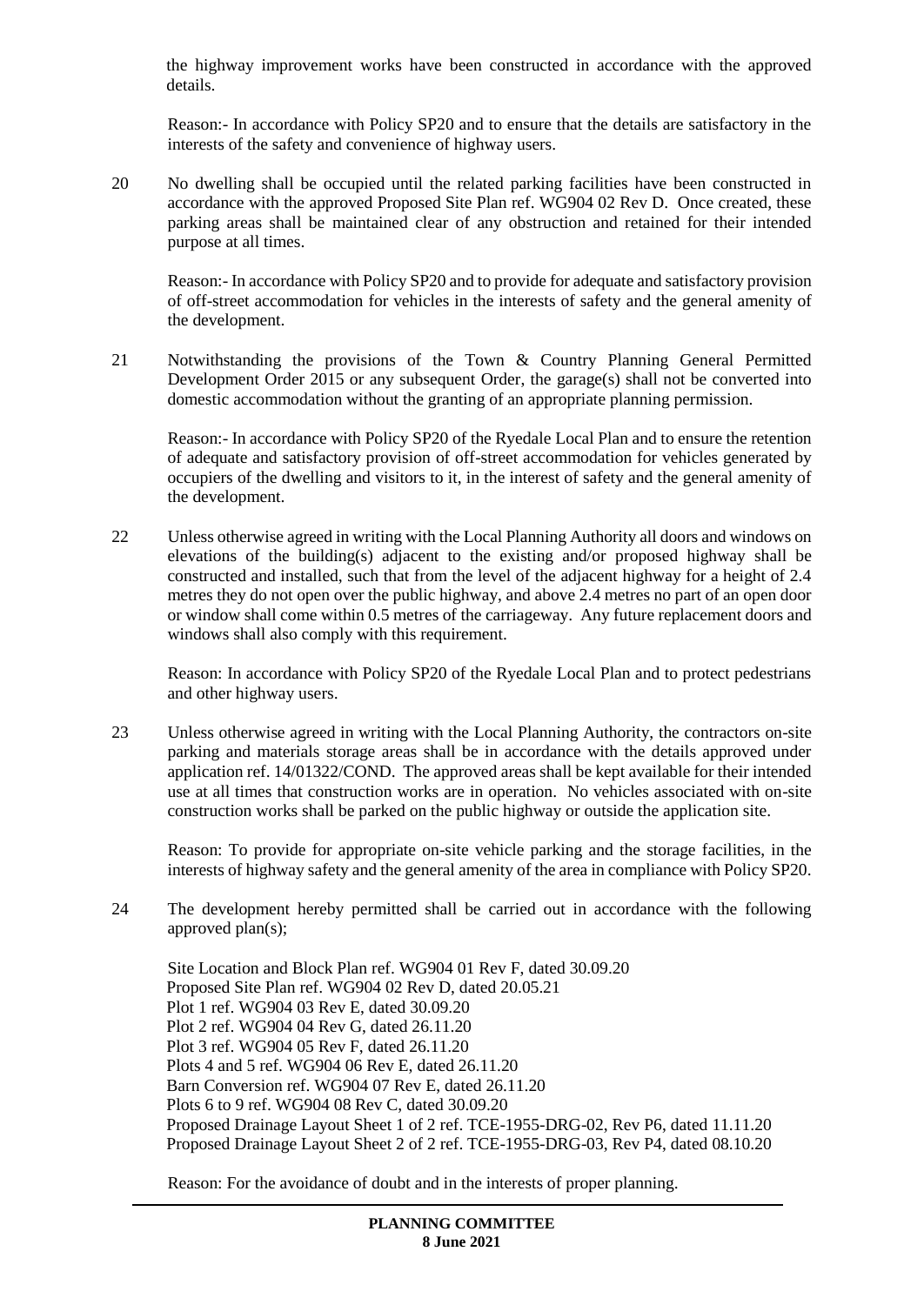the highway improvement works have been constructed in accordance with the approved details.

Reason:- In accordance with Policy SP20 and to ensure that the details are satisfactory in the interests of the safety and convenience of highway users.

20 No dwelling shall be occupied until the related parking facilities have been constructed in accordance with the approved Proposed Site Plan ref. WG904 02 Rev D. Once created, these parking areas shall be maintained clear of any obstruction and retained for their intended purpose at all times.

Reason:- In accordance with Policy SP20 and to provide for adequate and satisfactory provision of off-street accommodation for vehicles in the interests of safety and the general amenity of the development.

21 Notwithstanding the provisions of the Town & Country Planning General Permitted Development Order 2015 or any subsequent Order, the garage(s) shall not be converted into domestic accommodation without the granting of an appropriate planning permission.

Reason:- In accordance with Policy SP20 of the Ryedale Local Plan and to ensure the retention of adequate and satisfactory provision of off-street accommodation for vehicles generated by occupiers of the dwelling and visitors to it, in the interest of safety and the general amenity of the development.

22 Unless otherwise agreed in writing with the Local Planning Authority all doors and windows on elevations of the building(s) adjacent to the existing and/or proposed highway shall be constructed and installed, such that from the level of the adjacent highway for a height of 2.4 metres they do not open over the public highway, and above 2.4 metres no part of an open door or window shall come within 0.5 metres of the carriageway. Any future replacement doors and windows shall also comply with this requirement.

Reason: In accordance with Policy SP20 of the Ryedale Local Plan and to protect pedestrians and other highway users.

23 Unless otherwise agreed in writing with the Local Planning Authority, the contractors on-site parking and materials storage areas shall be in accordance with the details approved under application ref. 14/01322/COND. The approved areas shall be kept available for their intended use at all times that construction works are in operation. No vehicles associated with on-site construction works shall be parked on the public highway or outside the application site.

Reason: To provide for appropriate on-site vehicle parking and the storage facilities, in the interests of highway safety and the general amenity of the area in compliance with Policy SP20.

24 The development hereby permitted shall be carried out in accordance with the following approved plan(s);

Site Location and Block Plan ref. WG904 01 Rev F, dated 30.09.20
Proposed Site Plan ref. WG904 02 Rev D, dated 20.05.21
Plot 1 ref. WG904 03 Rev E, dated 30.09.20
Plot 2 ref. WG904 04 Rev G, dated 26.11.20
Plot 3 ref. WG904 05 Rev F, dated 26.11.20
Plots 4 and 5 ref. WG904 06 Rev E, dated 26.11.20
Barn Conversion ref. WG904 07 Rev E, dated 26.11.20
Plots 6 to 9 ref. WG904 08 Rev C, dated 30.09.20
Proposed Drainage Layout Sheet 1 of 2 ref. TCE-1955-DRG-02, Rev P6, dated 11.11.20
Proposed Drainage Layout Sheet 2 of 2 ref. TCE-1955-DRG-03, Rev P4, dated 08.10.20

Reason: For the avoidance of doubt and in the interests of proper planning.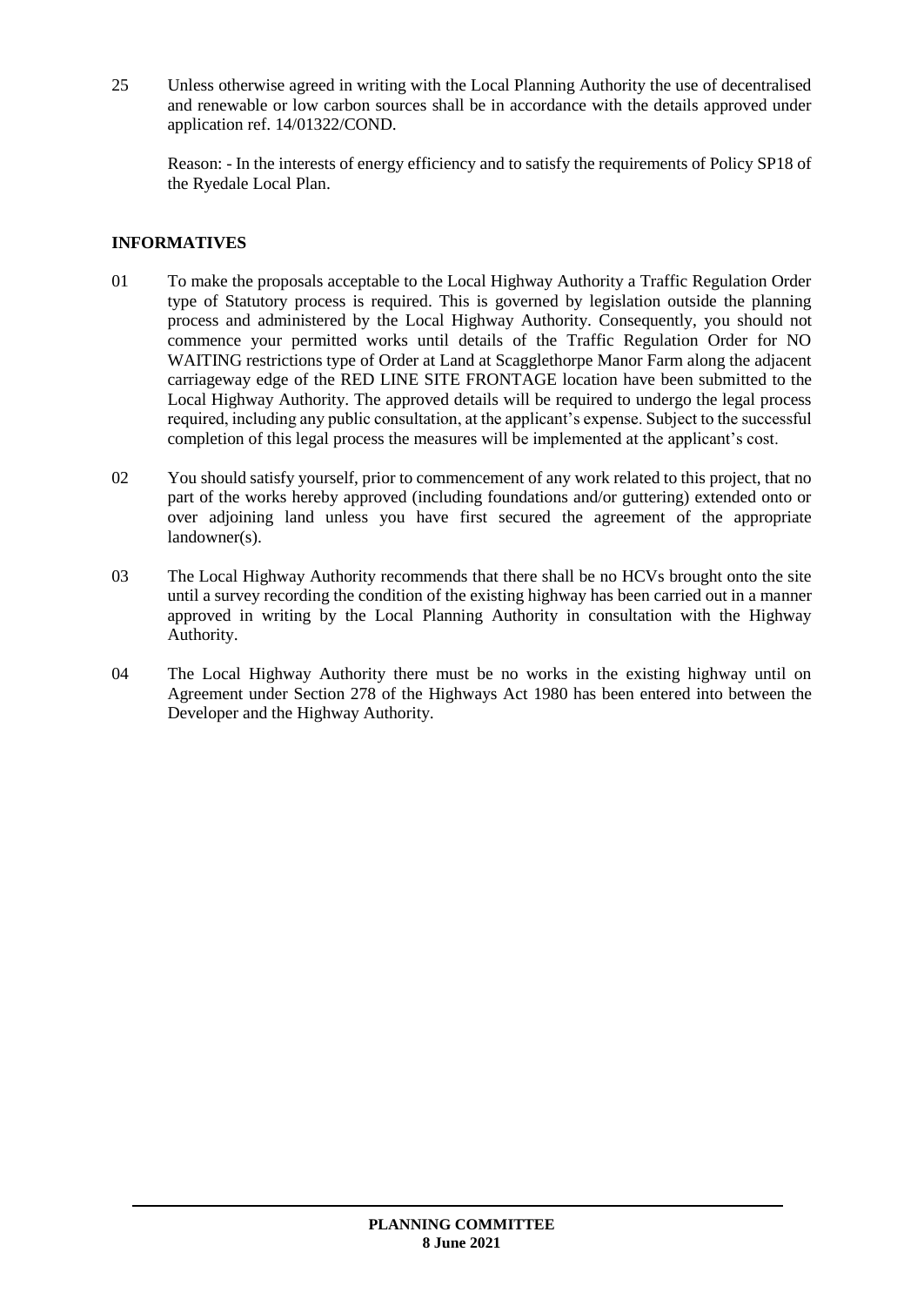25 Unless otherwise agreed in writing with the Local Planning Authority the use of decentralised and renewable or low carbon sources shall be in accordance with the details approved under application ref. 14/01322/COND.

Reason: - In the interests of energy efficiency and to satisfy the requirements of Policy SP18 of the Ryedale Local Plan.

## INFORMATIVES

01 To make the proposals acceptable to the Local Highway Authority a Traffic Regulation Order type of Statutory process is required. This is governed by legislation outside the planning process and administered by the Local Highway Authority. Consequently, you should not commence your permitted works until details of the Traffic Regulation Order for NO WAITING restrictions type of Order at Land at Scagglethorpe Manor Farm along the adjacent carriageway edge of the RED LINE SITE FRONTAGE location have been submitted to the Local Highway Authority. The approved details will be required to undergo the legal process required, including any public consultation, at the applicant's expense. Subject to the successful completion of this legal process the measures will be implemented at the applicant's cost.

02 You should satisfy yourself, prior to commencement of any work related to this project, that no part of the works hereby approved (including foundations and/or guttering) extended onto or over adjoining land unless you have first secured the agreement of the appropriate landowner(s).

03 The Local Highway Authority recommends that there shall be no HCVs brought onto the site until a survey recording the condition of the existing highway has been carried out in a manner approved in writing by the Local Planning Authority in consultation with the Highway Authority.

04 The Local Highway Authority there must be no works in the existing highway until on Agreement under Section 278 of the Highways Act 1980 has been entered into between the Developer and the Highway Authority.